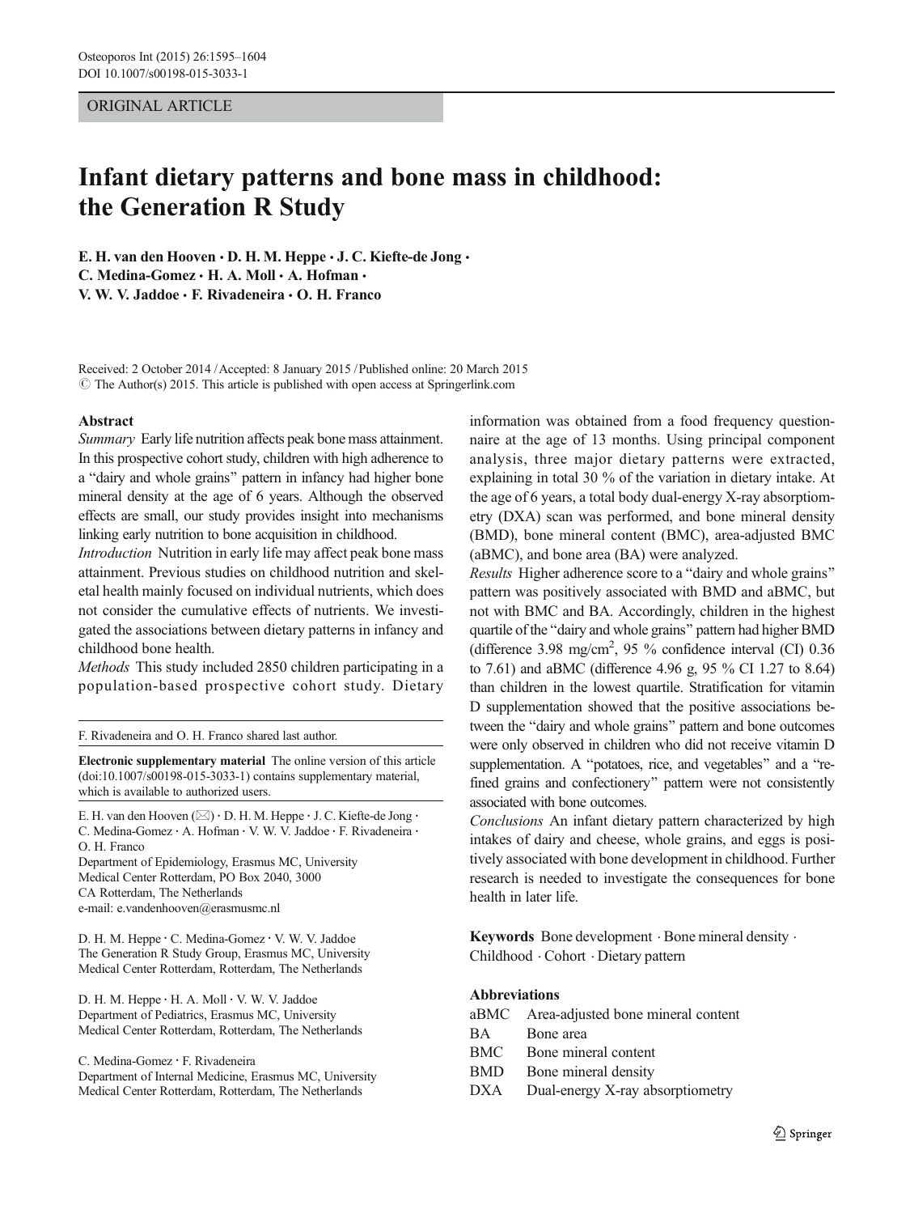ORIGINAL ARTICLE

# Infant dietary patterns and bone mass in childhood: the Generation R Study

E. H. van den Hooven · D. H. M. Heppe · J. C. Kiefte-de Jong · C. Medina-Gomez · H. A. Moll · A. Hofman · V. W. V. Jaddoe · F. Rivadeneira · O. H. Franco

Received: 2 October 2014 / Accepted: 8 January 2015 / Published online: 20 March 2015
© The Author(s) 2015. This article is published with open access at Springerlink.com

## Abstract

*Summary* Early life nutrition affects peak bone mass attainment. In this prospective cohort study, children with high adherence to a "dairy and whole grains" pattern in infancy had higher bone mineral density at the age of 6 years. Although the observed effects are small, our study provides insight into mechanisms linking early nutrition to bone acquisition in childhood.

*Introduction* Nutrition in early life may affect peak bone mass attainment. Previous studies on childhood nutrition and skeletal health mainly focused on individual nutrients, which does not consider the cumulative effects of nutrients. We investigated the associations between dietary patterns in infancy and childhood bone health.

*Methods* This study included 2850 children participating in a population-based prospective cohort study. Dietary information was obtained from a food frequency questionnaire at the age of 13 months. Using principal component analysis, three major dietary patterns were extracted, explaining in total 30 % of the variation in dietary intake. At the age of 6 years, a total body dual-energy X-ray absorptiometry (DXA) scan was performed, and bone mineral density (BMD), bone mineral content (BMC), area-adjusted BMC (aBMC), and bone area (BA) were analyzed.

*Results* Higher adherence score to a "dairy and whole grains" pattern was positively associated with BMD and aBMC, but not with BMC and BA. Accordingly, children in the highest quartile of the "dairy and whole grains" pattern had higher BMD (difference 3.98 mg/cm$^2$, 95 % confidence interval (CI) 0.36 to 7.61) and aBMC (difference 4.96 g, 95 % CI 1.27 to 8.64) than children in the lowest quartile. Stratification for vitamin D supplementation showed that the positive associations between the "dairy and whole grains" pattern and bone outcomes were only observed in children who did not receive vitamin D supplementation. A "potatoes, rice, and vegetables" and a "refined grains and confectionery" pattern were not consistently associated with bone outcomes.

*Conclusions* An infant dietary pattern characterized by high intakes of dairy and cheese, whole grains, and eggs is positively associated with bone development in childhood. Further research is needed to investigate the consequences for bone health in later life.

**Keywords** Bone development · Bone mineral density · Childhood · Cohort · Dietary pattern

### Abbreviations

| | |
|---|---|
| aBMC | Area-adjusted bone mineral content |
| BA | Bone area |
| BMC | Bone mineral content |
| BMD | Bone mineral density |
| DXA | Dual-energy X-ray absorptiometry |

---

F. Rivadeneira and O. H. Franco shared last author.

**Electronic supplementary material** The online version of this article (doi:10.1007/s00198-015-3033-1) contains supplementary material, which is available to authorized users.

E. H. van den Hooven (✉) · D. H. M. Heppe · J. C. Kiefte-de Jong · C. Medina-Gomez · A. Hofman · V. W. V. Jaddoe · F. Rivadeneira · O. H. Franco
Department of Epidemiology, Erasmus MC, University Medical Center Rotterdam, PO Box 2040, 3000 CA Rotterdam, The Netherlands
e-mail: e.vandenhooven@erasmusmc.nl

D. H. M. Heppe · C. Medina-Gomez · V. W. V. Jaddoe
The Generation R Study Group, Erasmus MC, University Medical Center Rotterdam, Rotterdam, The Netherlands

D. H. M. Heppe · H. A. Moll · V. W. V. Jaddoe
Department of Pediatrics, Erasmus MC, University Medical Center Rotterdam, Rotterdam, The Netherlands

C. Medina-Gomez · F. Rivadeneira
Department of Internal Medicine, Erasmus MC, University Medical Center Rotterdam, Rotterdam, The Netherlands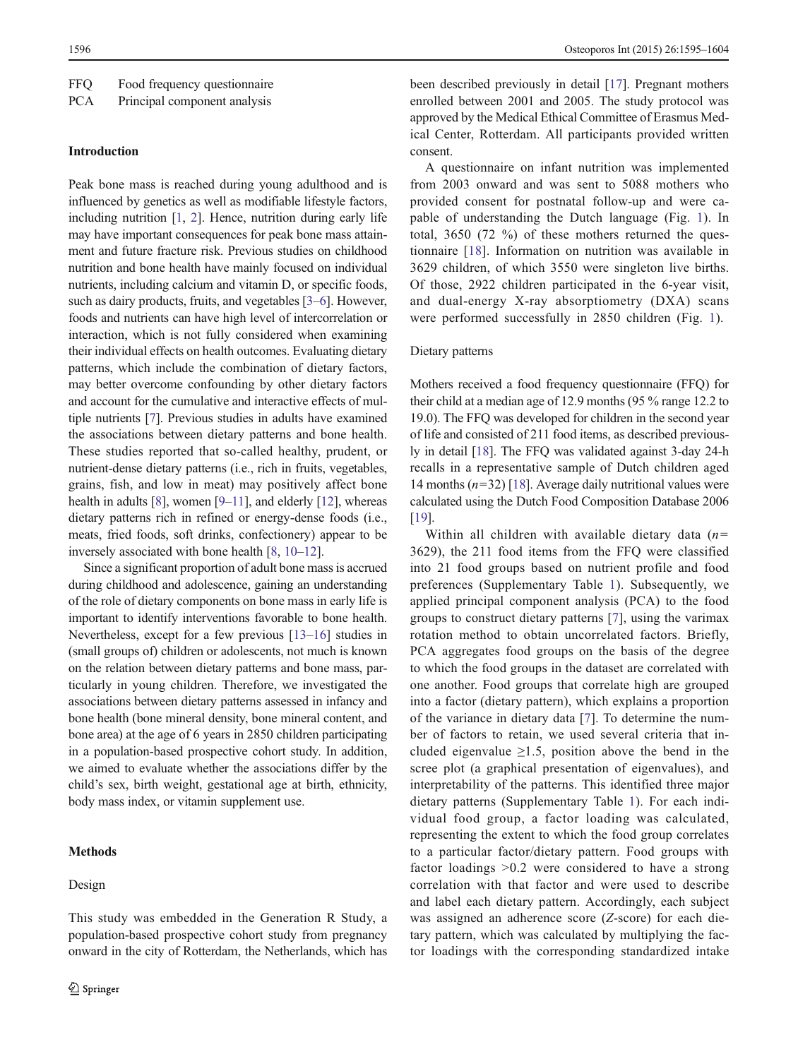FFQ Food frequency questionnaire
PCA Principal component analysis

## Introduction

Peak bone mass is reached during young adulthood and is influenced by genetics as well as modifiable lifestyle factors, including nutrition [1, 2]. Hence, nutrition during early life may have important consequences for peak bone mass attainment and future fracture risk. Previous studies on childhood nutrition and bone health have mainly focused on individual nutrients, including calcium and vitamin D, or specific foods, such as dairy products, fruits, and vegetables [3–6]. However, foods and nutrients can have high level of intercorrelation or interaction, which is not fully considered when examining their individual effects on health outcomes. Evaluating dietary patterns, which include the combination of dietary factors, may better overcome confounding by other dietary factors and account for the cumulative and interactive effects of multiple nutrients [7]. Previous studies in adults have examined the associations between dietary patterns and bone health. These studies reported that so-called healthy, prudent, or nutrient-dense dietary patterns (i.e., rich in fruits, vegetables, grains, fish, and low in meat) may positively affect bone health in adults [8], women [9–11], and elderly [12], whereas dietary patterns rich in refined or energy-dense foods (i.e., meats, fried foods, soft drinks, confectionery) appear to be inversely associated with bone health [8, 10–12].

Since a significant proportion of adult bone mass is accrued during childhood and adolescence, gaining an understanding of the role of dietary components on bone mass in early life is important to identify interventions favorable to bone health. Nevertheless, except for a few previous [13–16] studies in (small groups of) children or adolescents, not much is known on the relation between dietary patterns and bone mass, particularly in young children. Therefore, we investigated the associations between dietary patterns assessed in infancy and bone health (bone mineral density, bone mineral content, and bone area) at the age of 6 years in 2850 children participating in a population-based prospective cohort study. In addition, we aimed to evaluate whether the associations differ by the child's sex, birth weight, gestational age at birth, ethnicity, body mass index, or vitamin supplement use.

## Methods

### Design

This study was embedded in the Generation R Study, a population-based prospective cohort study from pregnancy onward in the city of Rotterdam, the Netherlands, which has been described previously in detail [17]. Pregnant mothers enrolled between 2001 and 2005. The study protocol was approved by the Medical Ethical Committee of Erasmus Medical Center, Rotterdam. All participants provided written consent.

A questionnaire on infant nutrition was implemented from 2003 onward and was sent to 5088 mothers who provided consent for postnatal follow-up and were capable of understanding the Dutch language (Fig. 1). In total, 3650 (72 %) of these mothers returned the questionnaire [18]. Information on nutrition was available in 3629 children, of which 3550 were singleton live births. Of those, 2922 children participated in the 6-year visit, and dual-energy X-ray absorptiometry (DXA) scans were performed successfully in 2850 children (Fig. 1).

### Dietary patterns

Mothers received a food frequency questionnaire (FFQ) for their child at a median age of 12.9 months (95 % range 12.2 to 19.0). The FFQ was developed for children in the second year of life and consisted of 211 food items, as described previously in detail [18]. The FFQ was validated against 3-day 24-h recalls in a representative sample of Dutch children aged 14 months ($n$=32) [18]. Average daily nutritional values were calculated using the Dutch Food Composition Database 2006 [19].

Within all children with available dietary data ($n$=3629), the 211 food items from the FFQ were classified into 21 food groups based on nutrient profile and food preferences (Supplementary Table 1). Subsequently, we applied principal component analysis (PCA) to the food groups to construct dietary patterns [7], using the varimax rotation method to obtain uncorrelated factors. Briefly, PCA aggregates food groups on the basis of the degree to which the food groups in the dataset are correlated with one another. Food groups that correlate high are grouped into a factor (dietary pattern), which explains a proportion of the variance in dietary data [7]. To determine the number of factors to retain, we used several criteria that included eigenvalue ≥1.5, position above the bend in the scree plot (a graphical presentation of eigenvalues), and interpretability of the patterns. This identified three major dietary patterns (Supplementary Table 1). For each individual food group, a factor loading was calculated, representing the extent to which the food group correlates to a particular factor/dietary pattern. Food groups with factor loadings >0.2 were considered to have a strong correlation with that factor and were used to describe and label each dietary pattern. Accordingly, each subject was assigned an adherence score ($Z$-score) for each dietary pattern, which was calculated by multiplying the factor loadings with the corresponding standardized intake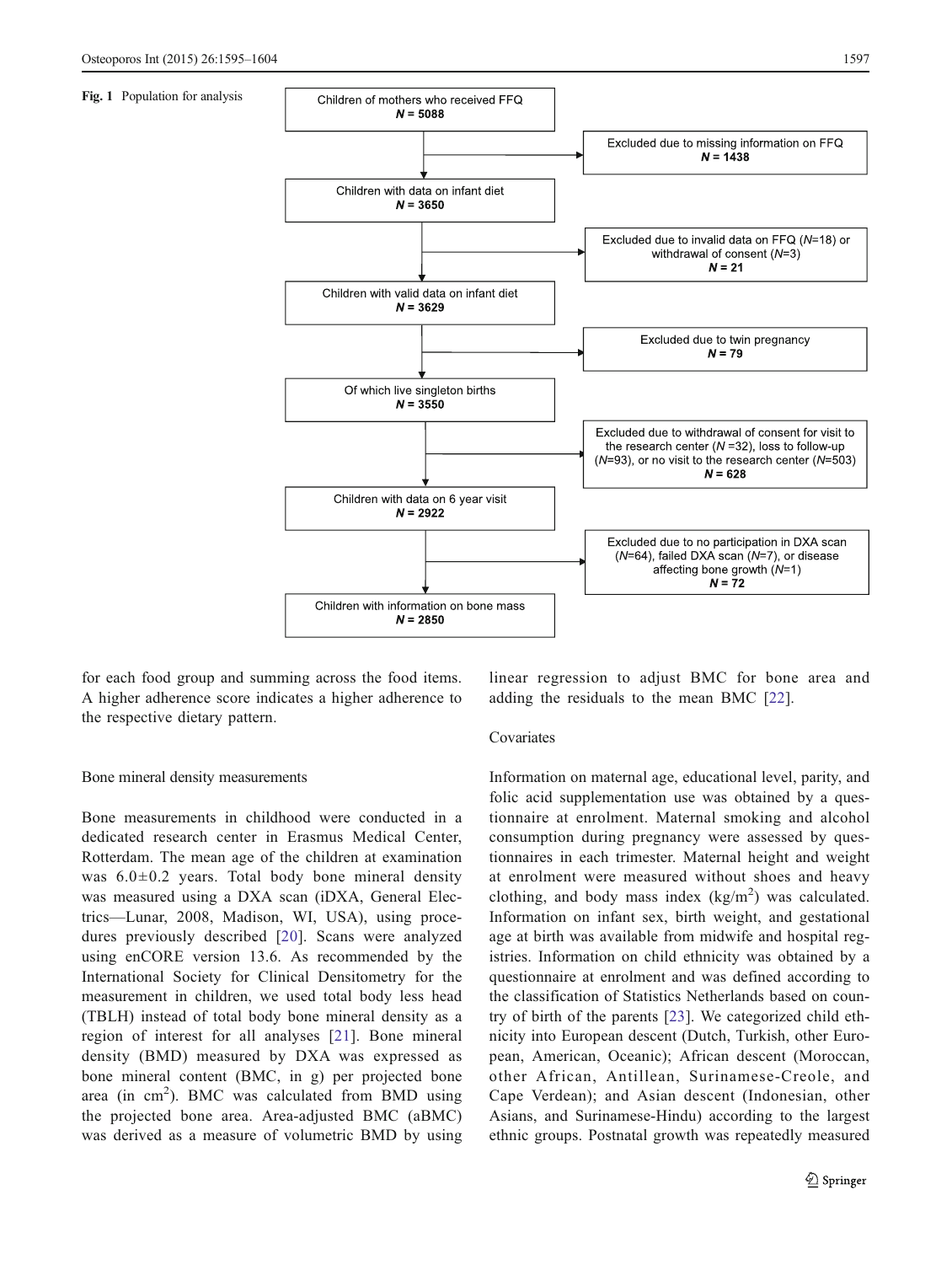**Fig. 1** Population for analysis

Children of mothers who received FFQ
**N = 5088**

Excluded due to missing information on FFQ
**N = 1438**

Children with data on infant diet
**N = 3650**

Excluded due to invalid data on FFQ (*N*=18) or withdrawal of consent (*N*=3)
**N = 21**

Children with valid data on infant diet
**N = 3629**

Excluded due to twin pregnancy
**N = 79**

Of which live singleton births
**N = 3550**

Excluded due to withdrawal of consent for visit to the research center (*N* =32), loss to follow-up (*N*=93), or no visit to the research center (*N*=503)
**N = 628**

Children with data on 6 year visit
**N = 2922**

Excluded due to no participation in DXA scan (*N*=64), failed DXA scan (*N*=7), or disease affecting bone growth (*N*=1)
**N = 72**

Children with information on bone mass
**N = 2850**

for each food group and summing across the food items. A higher adherence score indicates a higher adherence to the respective dietary pattern.

### Bone mineral density measurements

Bone measurements in childhood were conducted in a dedicated research center in Erasmus Medical Center, Rotterdam. The mean age of the children at examination was 6.0±0.2 years. Total body bone mineral density was measured using a DXA scan (iDXA, General Electrics—Lunar, 2008, Madison, WI, USA), using procedures previously described [20]. Scans were analyzed using enCORE version 13.6. As recommended by the International Society for Clinical Densitometry for the measurement in children, we used total body less head (TBLH) instead of total body bone mineral density as a region of interest for all analyses [21]. Bone mineral density (BMD) measured by DXA was expressed as bone mineral content (BMC, in g) per projected bone area (in $cm^2$). BMC was calculated from BMD using the projected bone area. Area-adjusted BMC (aBMC) was derived as a measure of volumetric BMD by using linear regression to adjust BMC for bone area and adding the residuals to the mean BMC [22].

### Covariates

Information on maternal age, educational level, parity, and folic acid supplementation use was obtained by a questionnaire at enrolment. Maternal smoking and alcohol consumption during pregnancy were assessed by questionnaires in each trimester. Maternal height and weight at enrolment were measured without shoes and heavy clothing, and body mass index ($kg/m^2$) was calculated. Information on infant sex, birth weight, and gestational age at birth was available from midwife and hospital registries. Information on child ethnicity was obtained by a questionnaire at enrolment and was defined according to the classification of Statistics Netherlands based on country of birth of the parents [23]. We categorized child ethnicity into European descent (Dutch, Turkish, other European, American, Oceanic); African descent (Moroccan, other African, Antillean, Surinamese-Creole, and Cape Verdean); and Asian descent (Indonesian, other Asians, and Surinamese-Hindu) according to the largest ethnic groups. Postnatal growth was repeatedly measured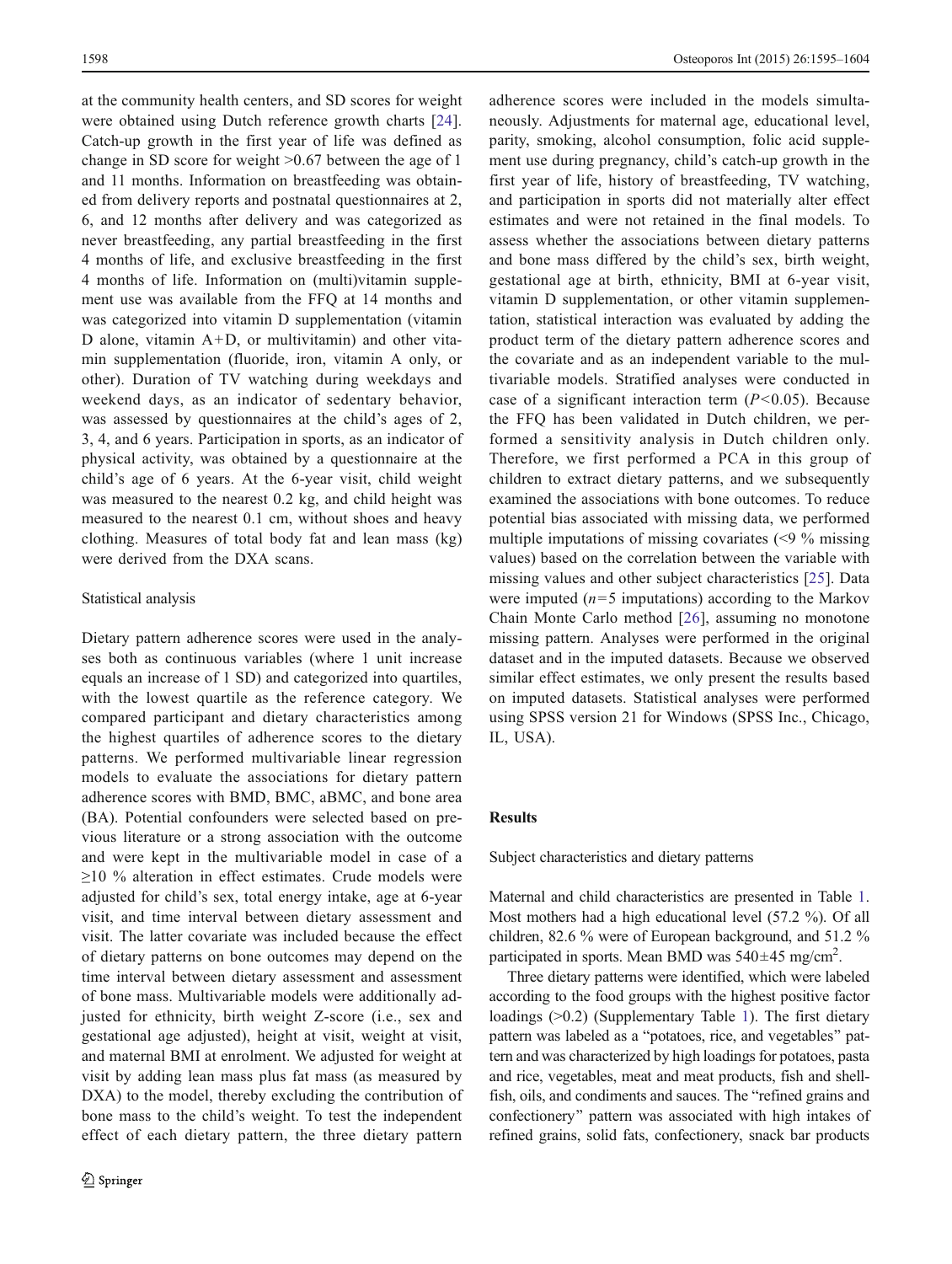at the community health centers, and SD scores for weight were obtained using Dutch reference growth charts [24]. Catch-up growth in the first year of life was defined as change in SD score for weight >0.67 between the age of 1 and 11 months. Information on breastfeeding was obtained from delivery reports and postnatal questionnaires at 2, 6, and 12 months after delivery and was categorized as never breastfeeding, any partial breastfeeding in the first 4 months of life, and exclusive breastfeeding in the first 4 months of life. Information on (multi)vitamin supplement use was available from the FFQ at 14 months and was categorized into vitamin D supplementation (vitamin D alone, vitamin A+D, or multivitamin) and other vitamin supplementation (fluoride, iron, vitamin A only, or other). Duration of TV watching during weekdays and weekend days, as an indicator of sedentary behavior, was assessed by questionnaires at the child's ages of 2, 3, 4, and 6 years. Participation in sports, as an indicator of physical activity, was obtained by a questionnaire at the child's age of 6 years. At the 6-year visit, child weight was measured to the nearest 0.2 kg, and child height was measured to the nearest 0.1 cm, without shoes and heavy clothing. Measures of total body fat and lean mass (kg) were derived from the DXA scans.

### Statistical analysis

Dietary pattern adherence scores were used in the analyses both as continuous variables (where 1 unit increase equals an increase of 1 SD) and categorized into quartiles, with the lowest quartile as the reference category. We compared participant and dietary characteristics among the highest quartiles of adherence scores to the dietary patterns. We performed multivariable linear regression models to evaluate the associations for dietary pattern adherence scores with BMD, BMC, aBMC, and bone area (BA). Potential confounders were selected based on previous literature or a strong association with the outcome and were kept in the multivariable model in case of a ≥10 % alteration in effect estimates. Crude models were adjusted for child's sex, total energy intake, age at 6-year visit, and time interval between dietary assessment and visit. The latter covariate was included because the effect of dietary patterns on bone outcomes may depend on the time interval between dietary assessment and assessment of bone mass. Multivariable models were additionally adjusted for ethnicity, birth weight Z-score (i.e., sex and gestational age adjusted), height at visit, weight at visit, and maternal BMI at enrolment. We adjusted for weight at visit by adding lean mass plus fat mass (as measured by DXA) to the model, thereby excluding the contribution of bone mass to the child's weight. To test the independent effect of each dietary pattern, the three dietary pattern adherence scores were included in the models simultaneously. Adjustments for maternal age, educational level, parity, smoking, alcohol consumption, folic acid supplement use during pregnancy, child's catch-up growth in the first year of life, history of breastfeeding, TV watching, and participation in sports did not materially alter effect estimates and were not retained in the final models. To assess whether the associations between dietary patterns and bone mass differed by the child's sex, birth weight, gestational age at birth, ethnicity, BMI at 6-year visit, vitamin D supplementation, or other vitamin supplementation, statistical interaction was evaluated by adding the product term of the dietary pattern adherence scores and the covariate and as an independent variable to the multivariable models. Stratified analyses were conducted in case of a significant interaction term ($P<0.05$). Because the FFQ has been validated in Dutch children, we performed a sensitivity analysis in Dutch children only. Therefore, we first performed a PCA in this group of children to extract dietary patterns, and we subsequently examined the associations with bone outcomes. To reduce potential bias associated with missing data, we performed multiple imputations of missing covariates (<9 % missing values) based on the correlation between the variable with missing values and other subject characteristics [25]. Data were imputed ($n=5$ imputations) according to the Markov Chain Monte Carlo method [26], assuming no monotone missing pattern. Analyses were performed in the original dataset and in the imputed datasets. Because we observed similar effect estimates, we only present the results based on imputed datasets. Statistical analyses were performed using SPSS version 21 for Windows (SPSS Inc., Chicago, IL, USA).

## Results

### Subject characteristics and dietary patterns

Maternal and child characteristics are presented in Table 1. Most mothers had a high educational level (57.2 %). Of all children, 82.6 % were of European background, and 51.2 % participated in sports. Mean BMD was 540±45 mg/cm$^2$.

Three dietary patterns were identified, which were labeled according to the food groups with the highest positive factor loadings (>0.2) (Supplementary Table 1). The first dietary pattern was labeled as a "potatoes, rice, and vegetables" pattern and was characterized by high loadings for potatoes, pasta and rice, vegetables, meat and meat products, fish and shellfish, oils, and condiments and sauces. The "refined grains and confectionery" pattern was associated with high intakes of refined grains, solid fats, confectionery, snack bar products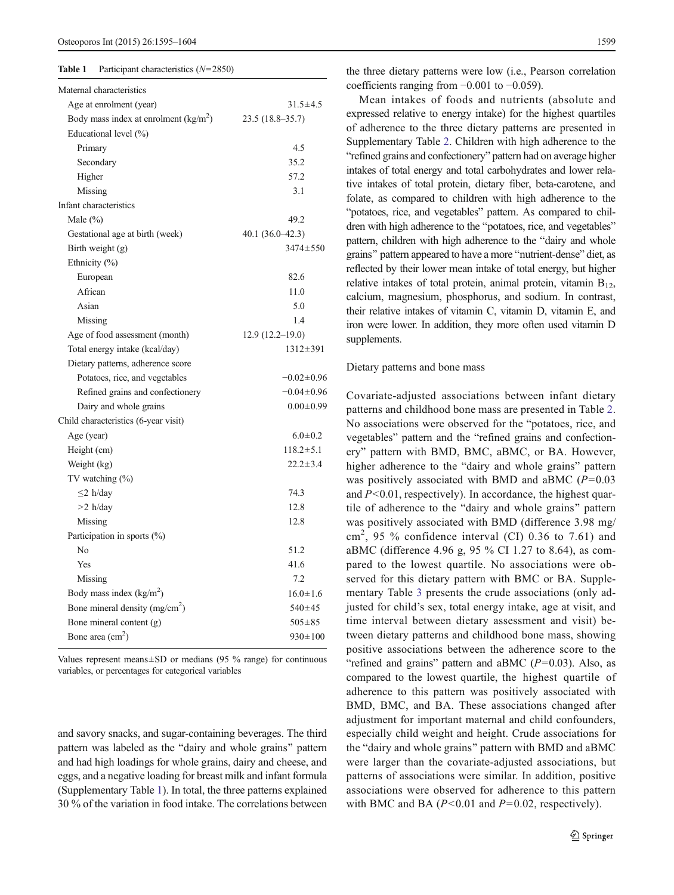**Table 1** Participant characteristics ($N$=2850)

| | |
|---|---|
| Maternal characteristics | |
| Age at enrolment (year) | 31.5±4.5 |
| Body mass index at enrolment (kg/m$^2$) | 23.5 (18.8–35.7) |
| Educational level (%) | |
| Primary | 4.5 |
| Secondary | 35.2 |
| Higher | 57.2 |
| Missing | 3.1 |
| Infant characteristics | |
| Male (%) | 49.2 |
| Gestational age at birth (week) | 40.1 (36.0–42.3) |
| Birth weight (g) | 3474±550 |
| Ethnicity (%) | |
| European | 82.6 |
| African | 11.0 |
| Asian | 5.0 |
| Missing | 1.4 |
| Age of food assessment (month) | 12.9 (12.2–19.0) |
| Total energy intake (kcal/day) | 1312±391 |
| Dietary patterns, adherence score | |
| Potatoes, rice, and vegetables | −0.02±0.96 |
| Refined grains and confectionery | −0.04±0.96 |
| Dairy and whole grains | 0.00±0.99 |
| Child characteristics (6-year visit) | |
| Age (year) | 6.0±0.2 |
| Height (cm) | 118.2±5.1 |
| Weight (kg) | 22.2±3.4 |
| TV watching (%) | |
| ≤2 h/day | 74.3 |
| >2 h/day | 12.8 |
| Missing | 12.8 |
| Participation in sports (%) | |
| No | 51.2 |
| Yes | 41.6 |
| Missing | 7.2 |
| Body mass index (kg/m$^2$) | 16.0±1.6 |
| Bone mineral density (mg/cm$^2$) | 540±45 |
| Bone mineral content (g) | 505±85 |
| Bone area (cm$^2$) | 930±100 |

Values represent means±SD or medians (95 % range) for continuous variables, or percentages for categorical variables

and savory snacks, and sugar-containing beverages. The third pattern was labeled as the "dairy and whole grains" pattern and had high loadings for whole grains, dairy and cheese, and eggs, and a negative loading for breast milk and infant formula (Supplementary Table 1). In total, the three patterns explained 30 % of the variation in food intake. The correlations between the three dietary patterns were low (i.e., Pearson correlation coefficients ranging from −0.001 to −0.059).

Mean intakes of foods and nutrients (absolute and expressed relative to energy intake) for the highest quartiles of adherence to the three dietary patterns are presented in Supplementary Table 2. Children with high adherence to the "refined grains and confectionery" pattern had on average higher intakes of total energy and total carbohydrates and lower relative intakes of total protein, dietary fiber, beta-carotene, and folate, as compared to children with high adherence to the "potatoes, rice, and vegetables" pattern. As compared to children with high adherence to the "potatoes, rice, and vegetables" pattern, children with high adherence to the "dairy and whole grains" pattern appeared to have a more "nutrient-dense" diet, as reflected by their lower mean intake of total energy, but higher relative intakes of total protein, animal protein, vitamin $B_{12}$, calcium, magnesium, phosphorus, and sodium. In contrast, their relative intakes of vitamin C, vitamin D, vitamin E, and iron were lower. In addition, they more often used vitamin D supplements.

### Dietary patterns and bone mass

Covariate-adjusted associations between infant dietary patterns and childhood bone mass are presented in Table 2. No associations were observed for the "potatoes, rice, and vegetables" pattern and the "refined grains and confectionery" pattern with BMD, BMC, aBMC, or BA. However, higher adherence to the "dairy and whole grains" pattern was positively associated with BMD and aBMC ($P$=0.03 and $P$<0.01, respectively). In accordance, the highest quartile of adherence to the "dairy and whole grains" pattern was positively associated with BMD (difference 3.98 mg/cm$^2$, 95 % confidence interval (CI) 0.36 to 7.61) and aBMC (difference 4.96 g, 95 % CI 1.27 to 8.64), as compared to the lowest quartile. No associations were observed for this dietary pattern with BMC or BA. Supplementary Table 3 presents the crude associations (only adjusted for child's sex, total energy intake, age at visit, and time interval between dietary assessment and visit) between dietary patterns and childhood bone mass, showing positive associations between the adherence score to the "refined and grains" pattern and aBMC ($P$=0.03). Also, as compared to the lowest quartile, the highest quartile of adherence to this pattern was positively associated with BMD, BMC, and BA. These associations changed after adjustment for important maternal and child confounders, especially child weight and height. Crude associations for the "dairy and whole grains" pattern with BMD and aBMC were larger than the covariate-adjusted associations, but patterns of associations were similar. In addition, positive associations were observed for adherence to this pattern with BMC and BA ($P$<0.01 and $P$=0.02, respectively).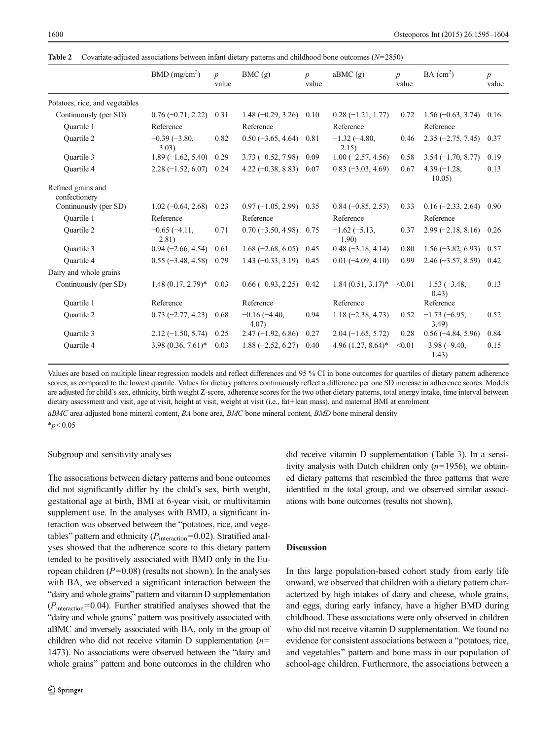**Table 2** Covariate-adjusted associations between infant dietary patterns and childhood bone outcomes ($N$=2850)

| | BMD (mg/cm$^2$) | $p$ value | BMC (g) | $p$ value | aBMC (g) | $p$ value | BA (cm$^2$) | $p$ value |
|---|---|---|---|---|---|---|---|---|
| Potatoes, rice, and vegetables | | | | | | | | |
| Continuously (per SD) | 0.76 (−0.71, 2.22) | 0.31 | 1.48 (−0.29, 3.26) | 0.10 | 0.28 (−1.21, 1.77) | 0.72 | 1.56 (−0.63, 3.74) | 0.16 |
| Quartile 1 | Reference | | Reference | | Reference | | Reference | |
| Quartile 2 | −0.39 (−3.80, 3.03) | 0.82 | 0.50 (−3.65, 4.64) | 0.81 | −1.32 (−4.80, 2.15) | 0.46 | 2.35 (−2.75, 7.45) | 0.37 |
| Quartile 3 | 1.89 (−1.62, 5.40) | 0.29 | 3.73 (−0.52, 7.98) | 0.09 | 1.00 (−2.57, 4.56) | 0.58 | 3.54 (−1.70, 8.77) | 0.19 |
| Quartile 4 | 2.28 (−1.52, 6.07) | 0.24 | 4.22 (−0.38, 8.83) | 0.07 | 0.83 (−3.03, 4.69) | 0.67 | 4.39 (−1.28, 10.05) | 0.13 |
| Refined grains and confectionery | | | | | | | | |
| Continuously (per SD) | 1.02 (−0.64, 2.68) | 0.23 | 0.97 (−1.05, 2.99) | 0.35 | 0.84 (−0.85, 2.53) | 0.33 | 0.16 (−2.33, 2.64) | 0.90 |
| Quartile 1 | Reference | | Reference | | Reference | | Reference | |
| Quartile 2 | −0.65 (−4.11, 2.81) | 0.71 | 0.70 (−3.50, 4.98) | 0.75 | −1.62 (−5.13, 1.90) | 0.37 | 2.99 (−2.18, 8.16) | 0.26 |
| Quartile 3 | 0.94 (−2.66, 4.54) | 0.61 | 1.68 (−2.68, 6.05) | 0.45 | 0.48 (−3.18, 4.14) | 0.80 | 1.56 (−3.82, 6.93) | 0.57 |
| Quartile 4 | 0.55 (−3.48, 4.58) | 0.79 | 1.43 (−0.33, 3.19) | 0.45 | 0.01 (−4.09, 4.10) | 0.99 | 2.46 (−3.57, 8.59) | 0.42 |
| Dairy and whole grains | | | | | | | | |
| Continuously (per SD) | 1.48 (0.17, 2.79)* | 0.03 | 0.66 (−0.93, 2.25) | 0.42 | 1.84 (0.51, 3.17)* | <0.01 | −1.53 (−3.48, 0.43) | 0.13 |
| Quartile 1 | Reference | | Reference | | Reference | | Reference | |
| Quartile 2 | 0.73 (−2.77, 4.23) | 0.68 | −0.16 (−4.40, 4.07) | 0.94 | 1.18 (−2.38, 4.73) | 0.52 | −1.73 (−6.95, 3.49) | 0.52 |
| Quartile 3 | 2.12 (−1.50, 5.74) | 0.25 | 2.47 (−1.92, 6.86) | 0.27 | 2.04 (−1.65, 5.72) | 0.28 | 0.56 (−4.84, 5.96) | 0.84 |
| Quartile 4 | 3.98 (0.36, 7.61)* | 0.03 | 1.88 (−2.52, 6.27) | 0.40 | 4.96 (1.27, 8.64)* | <0.01 | −3.98 (−9.40, 1.43) | 0.15 |

Values are based on multiple linear regression models and reflect differences and 95 % CI in bone outcomes for quartiles of dietary pattern adherence scores, as compared to the lowest quartile. Values for dietary patterns continuously reflect a difference per one SD increase in adherence scores. Models are adjusted for child's sex, ethnicity, birth weight Z-score, adherence scores for the two other dietary patterns, total energy intake, time interval between dietary assessment and visit, age at visit, height at visit, weight at visit (i.e., fat+lean mass), and maternal BMI at enrolment

*aBMC* area-adjusted bone mineral content, *BA* bone area, *BMC* bone mineral content, *BMD* bone mineral density

*$p<0.05$

### Subgroup and sensitivity analyses

The associations between dietary patterns and bone outcomes did not significantly differ by the child's sex, birth weight, gestational age at birth, BMI at 6-year visit, or multivitamin supplement use. In the analyses with BMD, a significant interaction was observed between the "potatoes, rice, and vegetables" pattern and ethnicity ($P_{interaction}$=0.02). Stratified analyses showed that the adherence score to this dietary pattern tended to be positively associated with BMD only in the European children ($P$=0.08) (results not shown). In the analyses with BA, we observed a significant interaction between the "dairy and whole grains" pattern and vitamin D supplementation ($P_{interaction}$=0.04). Further stratified analyses showed that the "dairy and whole grains" pattern was positively associated with aBMC and inversely associated with BA, only in the group of children who did not receive vitamin D supplementation ($n$= 1473). No associations were observed between the "dairy and whole grains" pattern and bone outcomes in the children who did receive vitamin D supplementation (Table 3). In a sensitivity analysis with Dutch children only ($n$=1956), we obtained dietary patterns that resembled the three patterns that were identified in the total group, and we observed similar associations with bone outcomes (results not shown).

## Discussion

In this large population-based cohort study from early life onward, we observed that children with a dietary pattern characterized by high intakes of dairy and cheese, whole grains, and eggs, during early infancy, have a higher BMD during childhood. These associations were only observed in children who did not receive vitamin D supplementation. We found no evidence for consistent associations between a "potatoes, rice, and vegetables" pattern and bone mass in our population of school-age children. Furthermore, the associations between a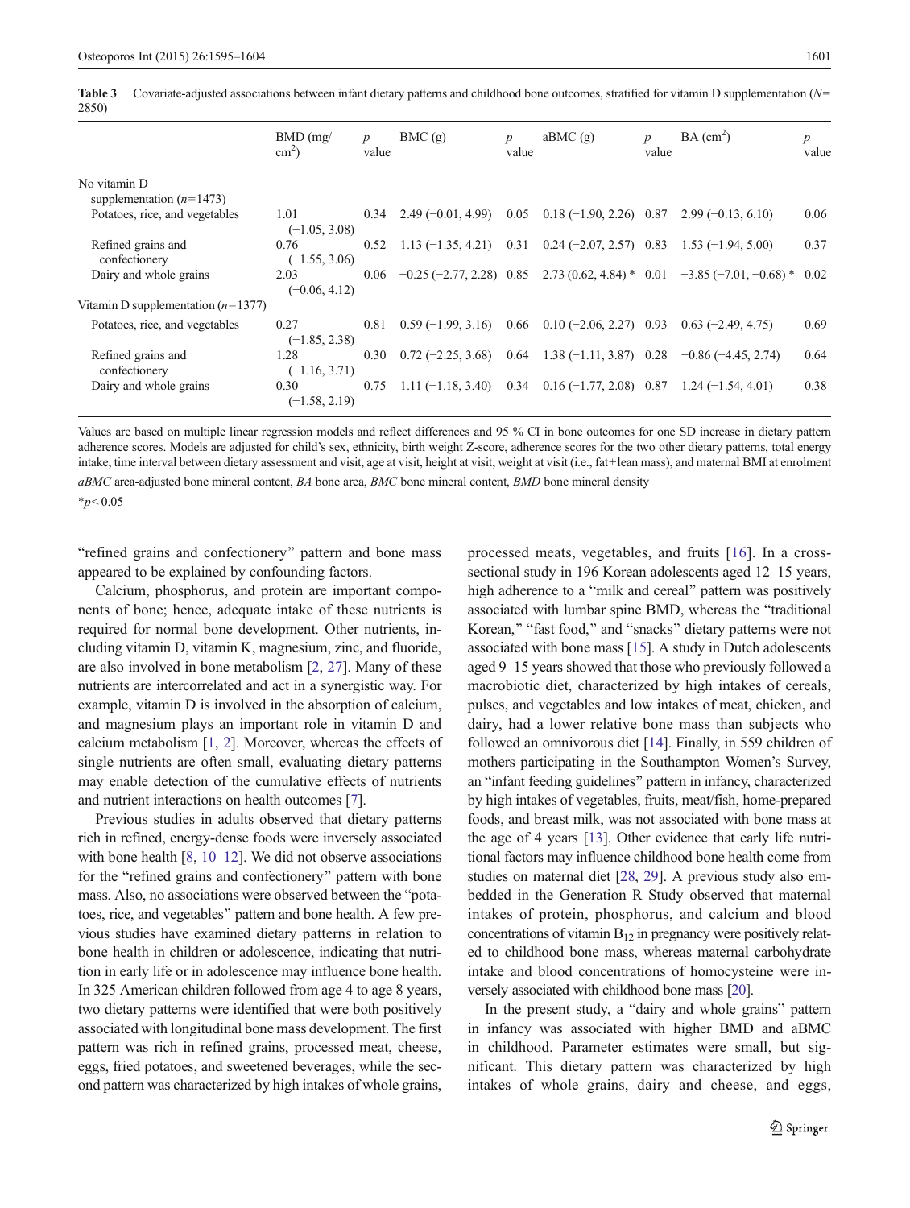**Table 3** Covariate-adjusted associations between infant dietary patterns and childhood bone outcomes, stratified for vitamin D supplementation ($N$= 2850)

| | BMD (mg/cm$^2$) | $p$ value | BMC (g) | $p$ value | aBMC (g) | $p$ value | BA (cm$^2$) | $p$ value |
|---|---|---|---|---|---|---|---|---|
| No vitamin D supplementation ($n$=1473) | | | | | | | | |
| Potatoes, rice, and vegetables | 1.01 (−1.05, 3.08) | 0.34 | 2.49 (−0.01, 4.99) | 0.05 | 0.18 (−1.90, 2.26) | 0.87 | 2.99 (−0.13, 6.10) | 0.06 |
| Refined grains and confectionery | 0.76 (−1.55, 3.06) | 0.52 | 1.13 (−1.35, 4.21) | 0.31 | 0.24 (−2.07, 2.57) | 0.83 | 1.53 (−1.94, 5.00) | 0.37 |
| Dairy and whole grains | 2.03 (−0.06, 4.12) | 0.06 | −0.25 (−2.77, 2.28) | 0.85 | 2.73 (0.62, 4.84) * | 0.01 | −3.85 (−7.01, −0.68) * | 0.02 |
| Vitamin D supplementation ($n$=1377) | | | | | | | | |
| Potatoes, rice, and vegetables | 0.27 (−1.85, 2.38) | 0.81 | 0.59 (−1.99, 3.16) | 0.66 | 0.10 (−2.06, 2.27) | 0.93 | 0.63 (−2.49, 4.75) | 0.69 |
| Refined grains and confectionery | 1.28 (−1.16, 3.71) | 0.30 | 0.72 (−2.25, 3.68) | 0.64 | 1.38 (−1.11, 3.87) | 0.28 | −0.86 (−4.45, 2.74) | 0.64 |
| Dairy and whole grains | 0.30 (−1.58, 2.19) | 0.75 | 1.11 (−1.18, 3.40) | 0.34 | 0.16 (−1.77, 2.08) | 0.87 | 1.24 (−1.54, 4.01) | 0.38 |

Values are based on multiple linear regression models and reflect differences and 95 % CI in bone outcomes for one SD increase in dietary pattern adherence scores. Models are adjusted for child's sex, ethnicity, birth weight Z-score, adherence scores for the two other dietary patterns, total energy intake, time interval between dietary assessment and visit, age at visit, height at visit, weight at visit (i.e., fat+lean mass), and maternal BMI at enrolment

*aBMC* area-adjusted bone mineral content, *BA* bone area, *BMC* bone mineral content, *BMD* bone mineral density

*$p < 0.05$

"refined grains and confectionery" pattern and bone mass appeared to be explained by confounding factors.

Calcium, phosphorus, and protein are important components of bone; hence, adequate intake of these nutrients is required for normal bone development. Other nutrients, including vitamin D, vitamin K, magnesium, zinc, and fluoride, are also involved in bone metabolism [2, 27]. Many of these nutrients are intercorrelated and act in a synergistic way. For example, vitamin D is involved in the absorption of calcium, and magnesium plays an important role in vitamin D and calcium metabolism [1, 2]. Moreover, whereas the effects of single nutrients are often small, evaluating dietary patterns may enable detection of the cumulative effects of nutrients and nutrient interactions on health outcomes [7].

Previous studies in adults observed that dietary patterns rich in refined, energy-dense foods were inversely associated with bone health [8, 10–12]. We did not observe associations for the "refined grains and confectionery" pattern with bone mass. Also, no associations were observed between the "potatoes, rice, and vegetables" pattern and bone health. A few previous studies have examined dietary patterns in relation to bone health in children or adolescence, indicating that nutrition in early life or in adolescence may influence bone health. In 325 American children followed from age 4 to age 8 years, two dietary patterns were identified that were both positively associated with longitudinal bone mass development. The first pattern was rich in refined grains, processed meat, cheese, eggs, fried potatoes, and sweetened beverages, while the second pattern was characterized by high intakes of whole grains, processed meats, vegetables, and fruits [16]. In a cross-sectional study in 196 Korean adolescents aged 12–15 years, high adherence to a "milk and cereal" pattern was positively associated with lumbar spine BMD, whereas the "traditional Korean," "fast food," and "snacks" dietary patterns were not associated with bone mass [15]. A study in Dutch adolescents aged 9–15 years showed that those who previously followed a macrobiotic diet, characterized by high intakes of cereals, pulses, and vegetables and low intakes of meat, chicken, and dairy, had a lower relative bone mass than subjects who followed an omnivorous diet [14]. Finally, in 559 children of mothers participating in the Southampton Women's Survey, an "infant feeding guidelines" pattern in infancy, characterized by high intakes of vegetables, fruits, meat/fish, home-prepared foods, and breast milk, was not associated with bone mass at the age of 4 years [13]. Other evidence that early life nutritional factors may influence childhood bone health come from studies on maternal diet [28, 29]. A previous study also embedded in the Generation R Study observed that maternal intakes of protein, phosphorus, and calcium and blood concentrations of vitamin $B_{12}$ in pregnancy were positively related to childhood bone mass, whereas maternal carbohydrate intake and blood concentrations of homocysteine were inversely associated with childhood bone mass [20].

In the present study, a "dairy and whole grains" pattern in infancy was associated with higher BMD and aBMC in childhood. Parameter estimates were small, but significant. This dietary pattern was characterized by high intakes of whole grains, dairy and cheese, and eggs,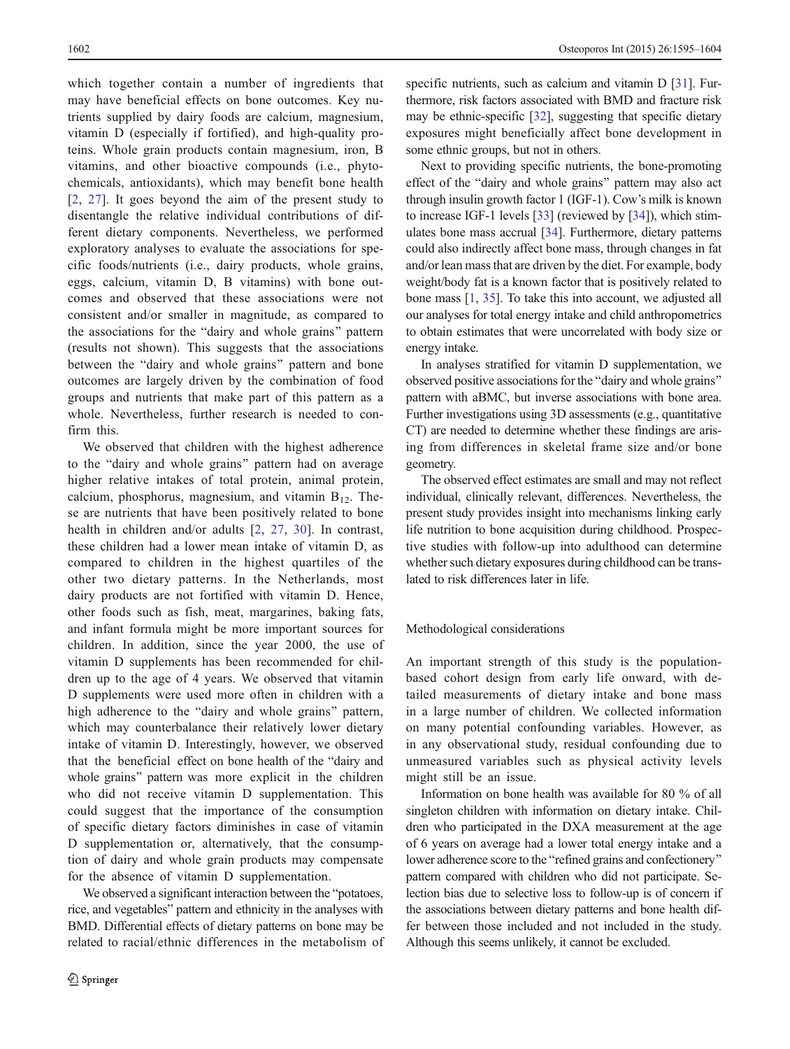which together contain a number of ingredients that may have beneficial effects on bone outcomes. Key nutrients supplied by dairy foods are calcium, magnesium, vitamin D (especially if fortified), and high-quality proteins. Whole grain products contain magnesium, iron, B vitamins, and other bioactive compounds (i.e., phytochemicals, antioxidants), which may benefit bone health [2, 27]. It goes beyond the aim of the present study to disentangle the relative individual contributions of different dietary components. Nevertheless, we performed exploratory analyses to evaluate the associations for specific foods/nutrients (i.e., dairy products, whole grains, eggs, calcium, vitamin D, B vitamins) with bone outcomes and observed that these associations were not consistent and/or smaller in magnitude, as compared to the associations for the "dairy and whole grains" pattern (results not shown). This suggests that the associations between the "dairy and whole grains" pattern and bone outcomes are largely driven by the combination of food groups and nutrients that make part of this pattern as a whole. Nevertheless, further research is needed to confirm this.

We observed that children with the highest adherence to the "dairy and whole grains" pattern had on average higher relative intakes of total protein, animal protein, calcium, phosphorus, magnesium, and vitamin $B_{12}$. These are nutrients that have been positively related to bone health in children and/or adults [2, 27, 30]. In contrast, these children had a lower mean intake of vitamin D, as compared to children in the highest quartiles of the other two dietary patterns. In the Netherlands, most dairy products are not fortified with vitamin D. Hence, other foods such as fish, meat, margarines, baking fats, and infant formula might be more important sources for children. In addition, since the year 2000, the use of vitamin D supplements has been recommended for children up to the age of 4 years. We observed that vitamin D supplements were used more often in children with a high adherence to the "dairy and whole grains" pattern, which may counterbalance their relatively lower dietary intake of vitamin D. Interestingly, however, we observed that the beneficial effect on bone health of the "dairy and whole grains" pattern was more explicit in the children who did not receive vitamin D supplementation. This could suggest that the importance of the consumption of specific dietary factors diminishes in case of vitamin D supplementation or, alternatively, that the consumption of dairy and whole grain products may compensate for the absence of vitamin D supplementation.

We observed a significant interaction between the "potatoes, rice, and vegetables" pattern and ethnicity in the analyses with BMD. Differential effects of dietary patterns on bone may be related to racial/ethnic differences in the metabolism of specific nutrients, such as calcium and vitamin D [31]. Furthermore, risk factors associated with BMD and fracture risk may be ethnic-specific [32], suggesting that specific dietary exposures might beneficially affect bone development in some ethnic groups, but not in others.

Next to providing specific nutrients, the bone-promoting effect of the "dairy and whole grains" pattern may also act through insulin growth factor 1 (IGF-1). Cow's milk is known to increase IGF-1 levels [33] (reviewed by [34]), which stimulates bone mass accrual [34]. Furthermore, dietary patterns could also indirectly affect bone mass, through changes in fat and/or lean mass that are driven by the diet. For example, body weight/body fat is a known factor that is positively related to bone mass [1, 35]. To take this into account, we adjusted all our analyses for total energy intake and child anthropometrics to obtain estimates that were uncorrelated with body size or energy intake.

In analyses stratified for vitamin D supplementation, we observed positive associations for the "dairy and whole grains" pattern with aBMC, but inverse associations with bone area. Further investigations using 3D assessments (e.g., quantitative CT) are needed to determine whether these findings are arising from differences in skeletal frame size and/or bone geometry.

The observed effect estimates are small and may not reflect individual, clinically relevant, differences. Nevertheless, the present study provides insight into mechanisms linking early life nutrition to bone acquisition during childhood. Prospective studies with follow-up into adulthood can determine whether such dietary exposures during childhood can be translated to risk differences later in life.

### Methodological considerations

An important strength of this study is the population-based cohort design from early life onward, with detailed measurements of dietary intake and bone mass in a large number of children. We collected information on many potential confounding variables. However, as in any observational study, residual confounding due to unmeasured variables such as physical activity levels might still be an issue.

Information on bone health was available for 80 % of all singleton children with information on dietary intake. Children who participated in the DXA measurement at the age of 6 years on average had a lower total energy intake and a lower adherence score to the "refined grains and confectionery" pattern compared with children who did not participate. Selection bias due to selective loss to follow-up is of concern if the associations between dietary patterns and bone health differ between those included and not included in the study. Although this seems unlikely, it cannot be excluded.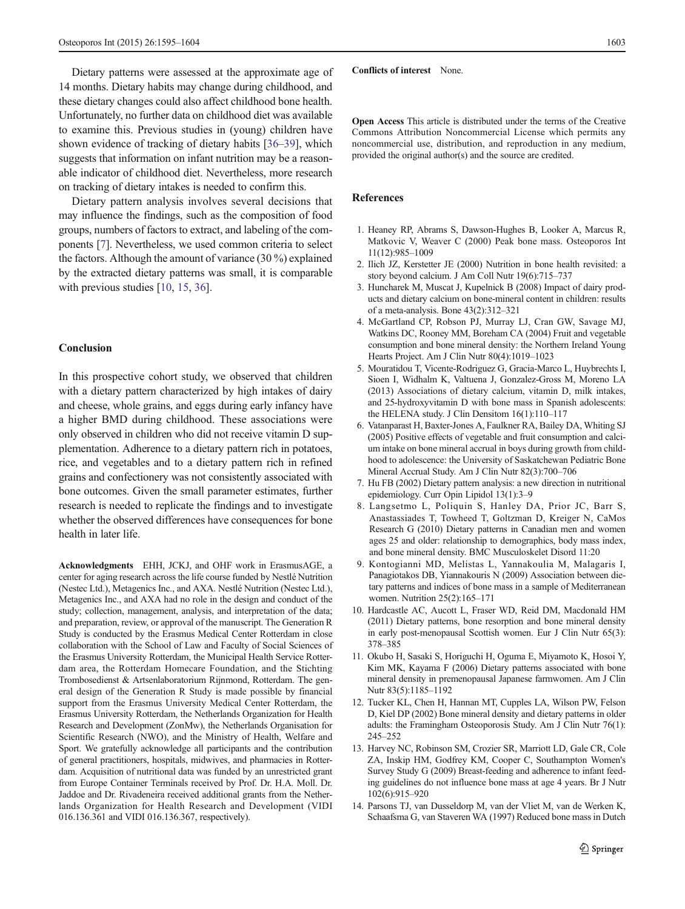Dietary patterns were assessed at the approximate age of 14 months. Dietary habits may change during childhood, and these dietary changes could also affect childhood bone health. Unfortunately, no further data on childhood diet was available to examine this. Previous studies in (young) children have shown evidence of tracking of dietary habits [36–39], which suggests that information on infant nutrition may be a reasonable indicator of childhood diet. Nevertheless, more research on tracking of dietary intakes is needed to confirm this.

Dietary pattern analysis involves several decisions that may influence the findings, such as the composition of food groups, numbers of factors to extract, and labeling of the components [7]. Nevertheless, we used common criteria to select the factors. Although the amount of variance (30 %) explained by the extracted dietary patterns was small, it is comparable with previous studies [10, 15, 36].

## Conclusion

In this prospective cohort study, we observed that children with a dietary pattern characterized by high intakes of dairy and cheese, whole grains, and eggs during early infancy have a higher BMD during childhood. These associations were only observed in children who did not receive vitamin D supplementation. Adherence to a dietary pattern rich in potatoes, rice, and vegetables and to a dietary pattern rich in refined grains and confectionery was not consistently associated with bone outcomes. Given the small parameter estimates, further research is needed to replicate the findings and to investigate whether the observed differences have consequences for bone health in later life.

**Acknowledgments** EHH, JCKJ, and OHF work in ErasmusAGE, a center for aging research across the life course funded by Nestlé Nutrition (Nestec Ltd.), Metagenics Inc., and AXA. Nestlé Nutrition (Nestec Ltd.), Metagenics Inc., and AXA had no role in the design and conduct of the study; collection, management, analysis, and interpretation of the data; and preparation, review, or approval of the manuscript. The Generation R Study is conducted by the Erasmus Medical Center Rotterdam in close collaboration with the School of Law and Faculty of Social Sciences of the Erasmus University Rotterdam, the Municipal Health Service Rotterdam area, the Rotterdam Homecare Foundation, and the Stichting Trombosedienst & Artsenlaboratorium Rijnmond, Rotterdam. The general design of the Generation R Study is made possible by financial support from the Erasmus University Medical Center Rotterdam, the Erasmus University Rotterdam, the Netherlands Organization for Health Research and Development (ZonMw), the Netherlands Organisation for Scientific Research (NWO), and the Ministry of Health, Welfare and Sport. We gratefully acknowledge all participants and the contribution of general practitioners, hospitals, midwives, and pharmacies in Rotterdam. Acquisition of nutritional data was funded by an unrestricted grant from Europe Container Terminals received by Prof. Dr. H.A. Moll. Dr. Jaddoe and Dr. Rivadeneira received additional grants from the Netherlands Organization for Health Research and Development (VIDI 016.136.361 and VIDI 016.136.367, respectively).

**Conflicts of interest** None.

**Open Access** This article is distributed under the terms of the Creative Commons Attribution Noncommercial License which permits any noncommercial use, distribution, and reproduction in any medium, provided the original author(s) and the source are credited.

## References

1. Heaney RP, Abrams S, Dawson-Hughes B, Looker A, Marcus R, Matkovic V, Weaver C (2000) Peak bone mass. Osteoporos Int 11(12):985–1009
2. Ilich JZ, Kerstetter JE (2000) Nutrition in bone health revisited: a story beyond calcium. J Am Coll Nutr 19(6):715–737
3. Huncharek M, Muscat J, Kupelnick B (2008) Impact of dairy products and dietary calcium on bone-mineral content in children: results of a meta-analysis. Bone 43(2):312–321
4. McGartland CP, Robson PJ, Murray LJ, Cran GW, Savage MJ, Watkins DC, Rooney MM, Boreham CA (2004) Fruit and vegetable consumption and bone mineral density: the Northern Ireland Young Hearts Project. Am J Clin Nutr 80(4):1019–1023
5. Mouratidou T, Vicente-Rodriguez G, Gracia-Marco L, Huybrechts I, Sioen I, Widhalm K, Valtuena J, Gonzalez-Gross M, Moreno LA (2013) Associations of dietary calcium, vitamin D, milk intakes, and 25-hydroxyvitamin D with bone mass in Spanish adolescents: the HELENA study. J Clin Densitom 16(1):110–117
6. Vatanparast H, Baxter-Jones A, Faulkner RA, Bailey DA, Whiting SJ (2005) Positive effects of vegetable and fruit consumption and calcium intake on bone mineral accrual in boys during growth from childhood to adolescence: the University of Saskatchewan Pediatric Bone Mineral Accrual Study. Am J Clin Nutr 82(3):700–706
7. Hu FB (2002) Dietary pattern analysis: a new direction in nutritional epidemiology. Curr Opin Lipidol 13(1):3–9
8. Langsetmo L, Poliquin S, Hanley DA, Prior JC, Barr S, Anastassiades T, Towheed T, Goltzman D, Kreiger N, CaMos Research G (2010) Dietary patterns in Canadian men and women ages 25 and older: relationship to demographics, body mass index, and bone mineral density. BMC Musculoskelet Disord 11:20
9. Kontogianni MD, Melistas L, Yannakoulia M, Malagaris I, Panagiotakos DB, Yiannakouris N (2009) Association between dietary patterns and indices of bone mass in a sample of Mediterranean women. Nutrition 25(2):165–171
10. Hardcastle AC, Aucott L, Fraser WD, Reid DM, Macdonald HM (2011) Dietary patterns, bone resorption and bone mineral density in early post-menopausal Scottish women. Eur J Clin Nutr 65(3): 378–385
11. Okubo H, Sasaki S, Horiguchi H, Oguma E, Miyamoto K, Hosoi Y, Kim MK, Kayama F (2006) Dietary patterns associated with bone mineral density in premenopausal Japanese farmwomen. Am J Clin Nutr 83(5):1185–1192
12. Tucker KL, Chen H, Hannan MT, Cupples LA, Wilson PW, Felson D, Kiel DP (2002) Bone mineral density and dietary patterns in older adults: the Framingham Osteoporosis Study. Am J Clin Nutr 76(1): 245–252
13. Harvey NC, Robinson SM, Crozier SR, Marriott LD, Gale CR, Cole ZA, Inskip HM, Godfrey KM, Cooper C, Southampton Women's Survey Study G (2009) Breast-feeding and adherence to infant feeding guidelines do not influence bone mass at age 4 years. Br J Nutr 102(6):915–920
14. Parsons TJ, van Dusseldorp M, van der Vliet M, van de Werken K, Schaafsma G, van Staveren WA (1997) Reduced bone mass in Dutch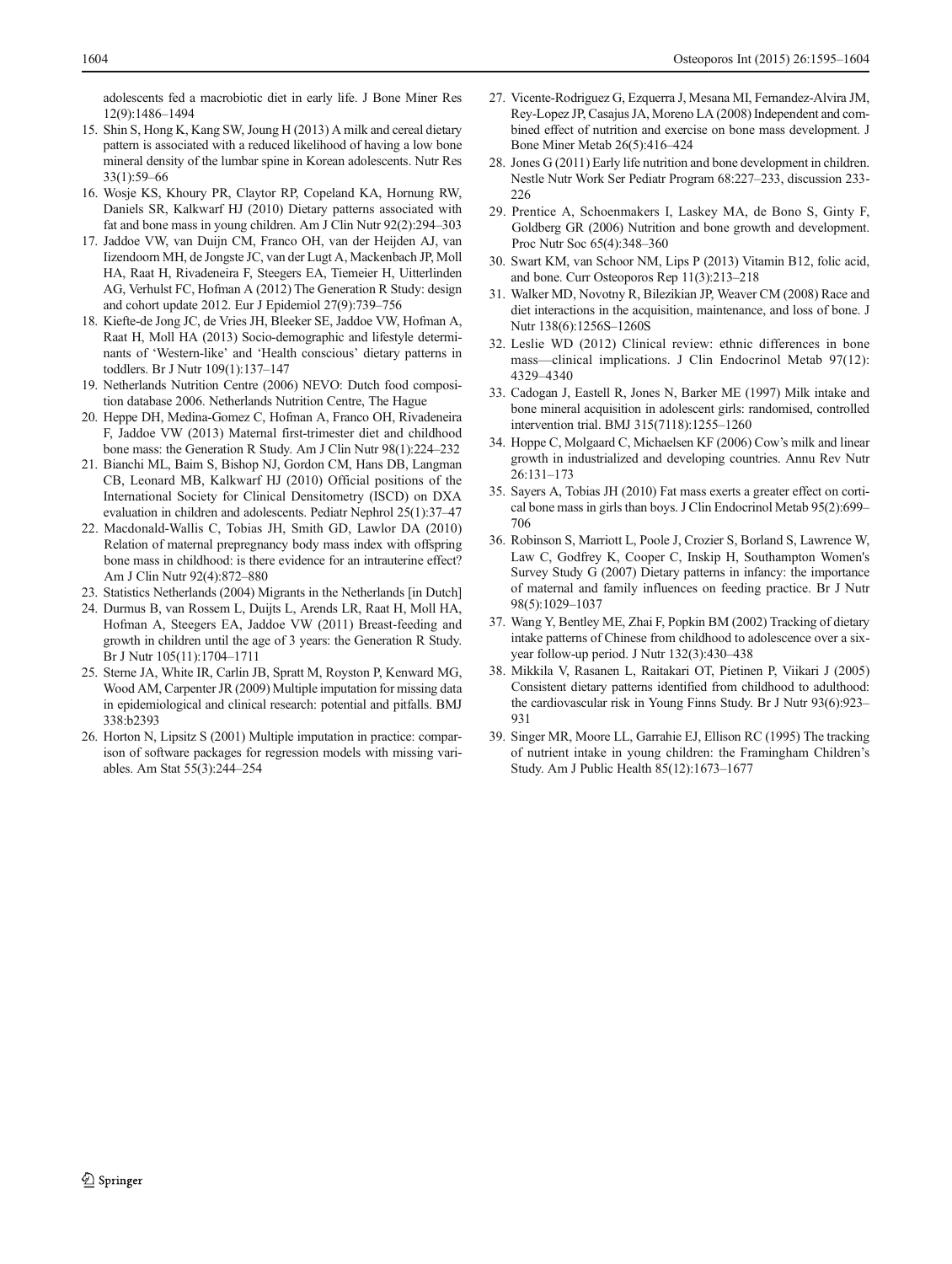adolescents fed a macrobiotic diet in early life. J Bone Miner Res 12(9):1486–1494

15. Shin S, Hong K, Kang SW, Joung H (2013) A milk and cereal dietary pattern is associated with a reduced likelihood of having a low bone mineral density of the lumbar spine in Korean adolescents. Nutr Res 33(1):59–66
16. Wosje KS, Khoury PR, Claytor RP, Copeland KA, Hornung RW, Daniels SR, Kalkwarf HJ (2010) Dietary patterns associated with fat and bone mass in young children. Am J Clin Nutr 92(2):294–303
17. Jaddoe VW, van Duijn CM, Franco OH, van der Heijden AJ, van Iizendoorn MH, de Jongste JC, van der Lugt A, Mackenbach JP, Moll HA, Raat H, Rivadeneira F, Steegers EA, Tiemeier H, Uitterlinden AG, Verhulst FC, Hofman A (2012) The Generation R Study: design and cohort update 2012. Eur J Epidemiol 27(9):739–756
18. Kiefte-de Jong JC, de Vries JH, Bleeker SE, Jaddoe VW, Hofman A, Raat H, Moll HA (2013) Socio-demographic and lifestyle determinants of 'Western-like' and 'Health conscious' dietary patterns in toddlers. Br J Nutr 109(1):137–147
19. Netherlands Nutrition Centre (2006) NEVO: Dutch food composition database 2006. Netherlands Nutrition Centre, The Hague
20. Heppe DH, Medina-Gomez C, Hofman A, Franco OH, Rivadeneira F, Jaddoe VW (2013) Maternal first-trimester diet and childhood bone mass: the Generation R Study. Am J Clin Nutr 98(1):224–232
21. Bianchi ML, Baim S, Bishop NJ, Gordon CM, Hans DB, Langman CB, Leonard MB, Kalkwarf HJ (2010) Official positions of the International Society for Clinical Densitometry (ISCD) on DXA evaluation in children and adolescents. Pediatr Nephrol 25(1):37–47
22. Macdonald-Wallis C, Tobias JH, Smith GD, Lawlor DA (2010) Relation of maternal prepregnancy body mass index with offspring bone mass in childhood: is there evidence for an intrauterine effect? Am J Clin Nutr 92(4):872–880
23. Statistics Netherlands (2004) Migrants in the Netherlands [in Dutch]
24. Durmus B, van Rossem L, Duijts L, Arends LR, Raat H, Moll HA, Hofman A, Steegers EA, Jaddoe VW (2011) Breast-feeding and growth in children until the age of 3 years: the Generation R Study. Br J Nutr 105(11):1704–1711
25. Sterne JA, White IR, Carlin JB, Spratt M, Royston P, Kenward MG, Wood AM, Carpenter JR (2009) Multiple imputation for missing data in epidemiological and clinical research: potential and pitfalls. BMJ 338:b2393
26. Horton N, Lipsitz S (2001) Multiple imputation in practice: comparison of software packages for regression models with missing variables. Am Stat 55(3):244–254
27. Vicente-Rodriguez G, Ezquerra J, Mesana MI, Fernandez-Alvira JM, Rey-Lopez JP, Casajus JA, Moreno LA (2008) Independent and combined effect of nutrition and exercise on bone mass development. J Bone Miner Metab 26(5):416–424
28. Jones G (2011) Early life nutrition and bone development in children. Nestle Nutr Work Ser Pediatr Program 68:227–233, discussion 233-226
29. Prentice A, Schoenmakers I, Laskey MA, de Bono S, Ginty F, Goldberg GR (2006) Nutrition and bone growth and development. Proc Nutr Soc 65(4):348–360
30. Swart KM, van Schoor NM, Lips P (2013) Vitamin B12, folic acid, and bone. Curr Osteoporos Rep 11(3):213–218
31. Walker MD, Novotny R, Bilezikian JP, Weaver CM (2008) Race and diet interactions in the acquisition, maintenance, and loss of bone. J Nutr 138(6):1256S–1260S
32. Leslie WD (2012) Clinical review: ethnic differences in bone mass—clinical implications. J Clin Endocrinol Metab 97(12): 4329–4340
33. Cadogan J, Eastell R, Jones N, Barker ME (1997) Milk intake and bone mineral acquisition in adolescent girls: randomised, controlled intervention trial. BMJ 315(7118):1255–1260
34. Hoppe C, Molgaard C, Michaelsen KF (2006) Cow's milk and linear growth in industrialized and developing countries. Annu Rev Nutr 26:131–173
35. Sayers A, Tobias JH (2010) Fat mass exerts a greater effect on cortical bone mass in girls than boys. J Clin Endocrinol Metab 95(2):699–706
36. Robinson S, Marriott L, Poole J, Crozier S, Borland S, Lawrence W, Law C, Godfrey K, Cooper C, Inskip H, Southampton Women's Survey Study G (2007) Dietary patterns in infancy: the importance of maternal and family influences on feeding practice. Br J Nutr 98(5):1029–1037
37. Wang Y, Bentley ME, Zhai F, Popkin BM (2002) Tracking of dietary intake patterns of Chinese from childhood to adolescence over a six-year follow-up period. J Nutr 132(3):430–438
38. Mikkila V, Rasanen L, Raitakari OT, Pietinen P, Viikari J (2005) Consistent dietary patterns identified from childhood to adulthood: the cardiovascular risk in Young Finns Study. Br J Nutr 93(6):923–931
39. Singer MR, Moore LL, Garrahie EJ, Ellison RC (1995) The tracking of nutrient intake in young children: the Framingham Children's Study. Am J Public Health 85(12):1673–1677